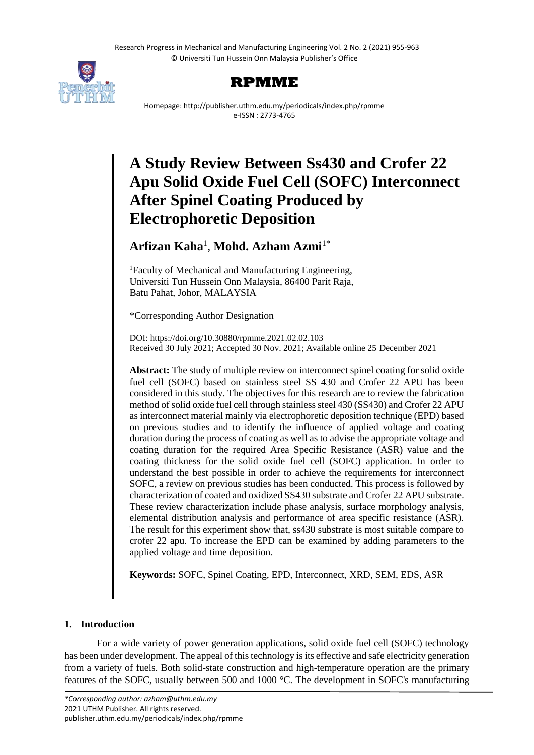# A Study Review Between Ss430 and Crofer 22 Apu Solid Oxide Fuel Cell (SOFC) Interconnect After Spinel Coating Produced by Electrophoretic Deposition

**Arfizan Kaha**[1], **Mohd. Azham Azmi**[1*]

[1]Faculty of Mechanical and Manufacturing Engineering, Universiti Tun Hussein Onn Malaysia, 86400 Parit Raja, Batu Pahat, Johor, MALAYSIA

*Corresponding Author Designation

DOI: https://doi.org/10.30880/rpmme.2021.02.02.103
Received 30 July 2021; Accepted 30 Nov. 2021; Available online 25 December 2021

**Abstract:** The study of multiple review on interconnect spinel coating for solid oxide fuel cell (SOFC) based on stainless steel SS 430 and Crofer 22 APU has been considered in this study. The objectives for this research are to review the fabrication method of solid oxide fuel cell through stainless steel 430 (SS430) and Crofer 22 APU as interconnect material mainly via electrophoretic deposition technique (EPD) based on previous studies and to identify the influence of applied voltage and coating duration during the process of coating as well as to advise the appropriate voltage and coating duration for the required Area Specific Resistance (ASR) value and the coating thickness for the solid oxide fuel cell (SOFC) application. In order to understand the best possible in order to achieve the requirements for interconnect SOFC, a review on previous studies has been conducted. This process is followed by characterization of coated and oxidized SS430 substrate and Crofer 22 APU substrate. These review characterization include phase analysis, surface morphology analysis, elemental distribution analysis and performance of area specific resistance (ASR). The result for this experiment show that, ss430 substrate is most suitable compare to crofer 22 apu. To increase the EPD can be examined by adding parameters to the applied voltage and time deposition.

**Keywords:** SOFC, Spinel Coating, EPD, Interconnect, XRD, SEM, EDS, ASR

## 1. Introduction

For a wide variety of power generation applications, solid oxide fuel cell (SOFC) technology has been under development. The appeal of this technology is its effective and safe electricity generation from a variety of fuels. Both solid-state construction and high-temperature operation are the primary features of the SOFC, usually between 500 and 1000 °C. The development in SOFC's manufacturing

*\*Corresponding author: azham@uthm.edu.my*
2021 UTHM Publisher. All rights reserved.
publisher.uthm.edu.my/periodicals/index.php/rpmme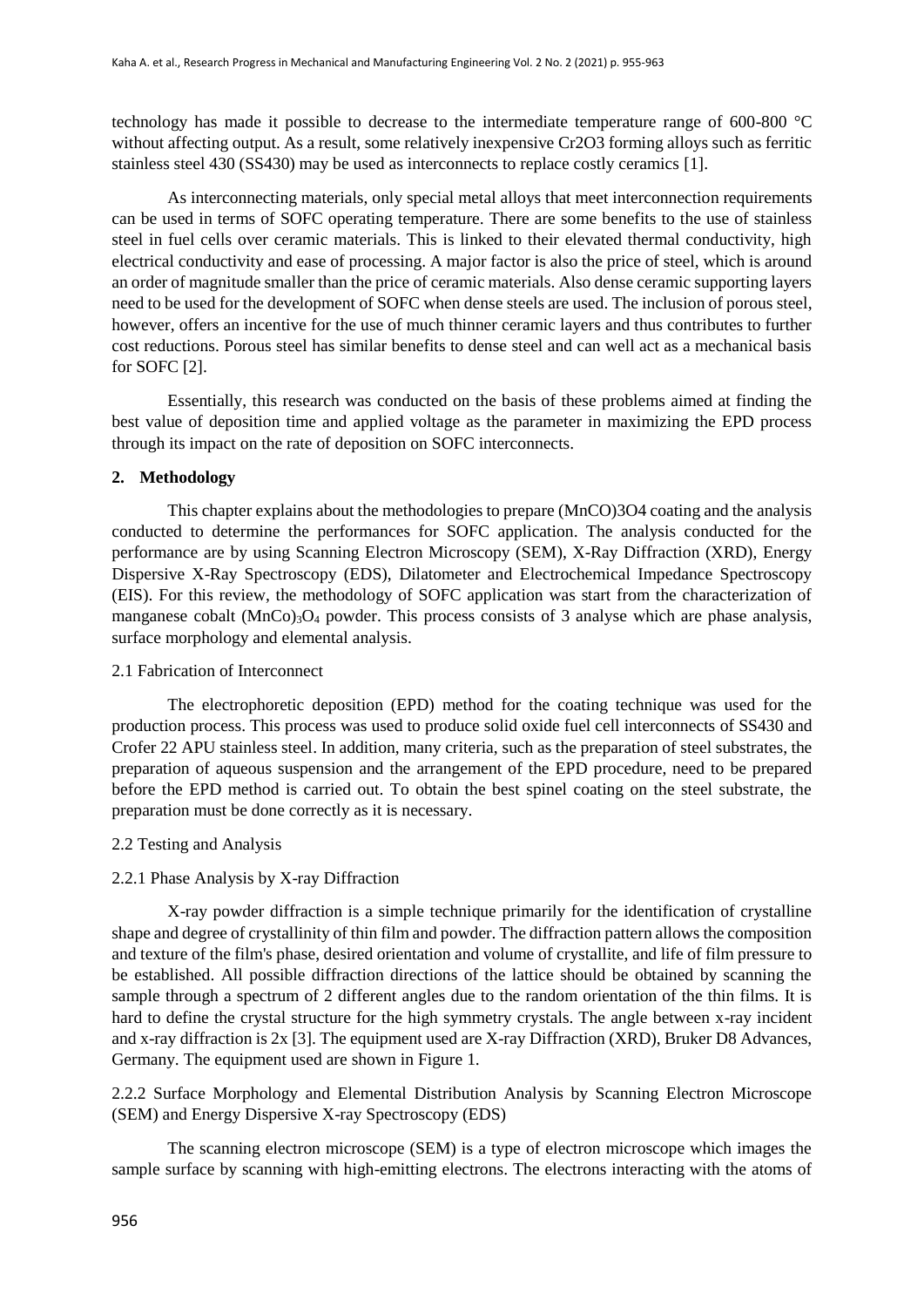technology has made it possible to decrease to the intermediate temperature range of 600-800 °C without affecting output. As a result, some relatively inexpensive $Cr2O3$ forming alloys such as ferritic stainless steel 430 (SS430) may be used as interconnects to replace costly ceramics [1].

As interconnecting materials, only special metal alloys that meet interconnection requirements can be used in terms of SOFC operating temperature. There are some benefits to the use of stainless steel in fuel cells over ceramic materials. This is linked to their elevated thermal conductivity, high electrical conductivity and ease of processing. A major factor is also the price of steel, which is around an order of magnitude smaller than the price of ceramic materials. Also dense ceramic supporting layers need to be used for the development of SOFC when dense steels are used. The inclusion of porous steel, however, offers an incentive for the use of much thinner ceramic layers and thus contributes to further cost reductions. Porous steel has similar benefits to dense steel and can well act as a mechanical basis for SOFC [2].

Essentially, this research was conducted on the basis of these problems aimed at finding the best value of deposition time and applied voltage as the parameter in maximizing the EPD process through its impact on the rate of deposition on SOFC interconnects.

## 2. Methodology

This chapter explains about the methodologies to prepare (MnCO)3O4 coating and the analysis conducted to determine the performances for SOFC application. The analysis conducted for the performance are by using Scanning Electron Microscopy (SEM), X-Ray Diffraction (XRD), Energy Dispersive X-Ray Spectroscopy (EDS), Dilatometer and Electrochemical Impedance Spectroscopy (EIS). For this review, the methodology of SOFC application was start from the characterization of manganese cobalt $(MnCo)_3O_4$ powder. This process consists of 3 analyse which are phase analysis, surface morphology and elemental analysis.

### 2.1 Fabrication of Interconnect

The electrophoretic deposition (EPD) method for the coating technique was used for the production process. This process was used to produce solid oxide fuel cell interconnects of SS430 and Crofer 22 APU stainless steel. In addition, many criteria, such as the preparation of steel substrates, the preparation of aqueous suspension and the arrangement of the EPD procedure, need to be prepared before the EPD method is carried out. To obtain the best spinel coating on the steel substrate, the preparation must be done correctly as it is necessary.

### 2.2 Testing and Analysis

#### 2.2.1 Phase Analysis by X-ray Diffraction

X-ray powder diffraction is a simple technique primarily for the identification of crystalline shape and degree of crystallinity of thin film and powder. The diffraction pattern allows the composition and texture of the film's phase, desired orientation and volume of crystallite, and life of film pressure to be established. All possible diffraction directions of the lattice should be obtained by scanning the sample through a spectrum of 2 different angles due to the random orientation of the thin films. It is hard to define the crystal structure for the high symmetry crystals. The angle between x-ray incident and x-ray diffraction is 2x [3]. The equipment used are X-ray Diffraction (XRD), Bruker D8 Advances, Germany. The equipment used are shown in Figure 1.

#### 2.2.2 Surface Morphology and Elemental Distribution Analysis by Scanning Electron Microscope (SEM) and Energy Dispersive X-ray Spectroscopy (EDS)

The scanning electron microscope (SEM) is a type of electron microscope which images the sample surface by scanning with high-emitting electrons. The electrons interacting with the atoms of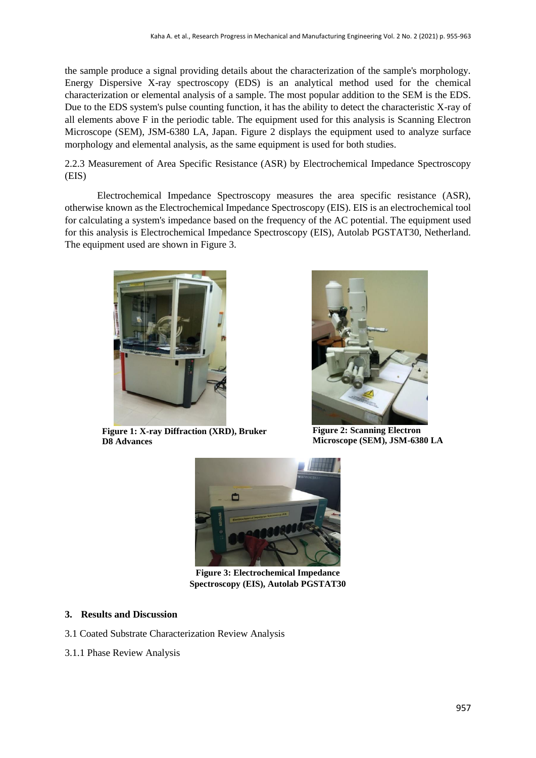the sample produce a signal providing details about the characterization of the sample's morphology. Energy Dispersive X-ray spectroscopy (EDS) is an analytical method used for the chemical characterization or elemental analysis of a sample. The most popular addition to the SEM is the EDS. Due to the EDS system's pulse counting function, it has the ability to detect the characteristic X-ray of all elements above F in the periodic table. The equipment used for this analysis is Scanning Electron Microscope (SEM), JSM-6380 LA, Japan. Figure 2 displays the equipment used to analyze surface morphology and elemental analysis, as the same equipment is used for both studies.

2.2.3 Measurement of Area Specific Resistance (ASR) by Electrochemical Impedance Spectroscopy (EIS)

Electrochemical Impedance Spectroscopy measures the area specific resistance (ASR), otherwise known as the Electrochemical Impedance Spectroscopy (EIS). EIS is an electrochemical tool for calculating a system's impedance based on the frequency of the AC potential. The equipment used for this analysis is Electrochemical Impedance Spectroscopy (EIS), Autolab PGSTAT30, Netherland. The equipment used are shown in Figure 3.

**Figure 1: X-ray Diffraction (XRD), Bruker D8 Advances**

**Figure 2: Scanning Electron Microscope (SEM), JSM-6380 LA**

**Figure 3: Electrochemical Impedance Spectroscopy (EIS), Autolab PGSTAT30**

## 3. Results and Discussion

3.1 Coated Substrate Characterization Review Analysis

3.1.1 Phase Review Analysis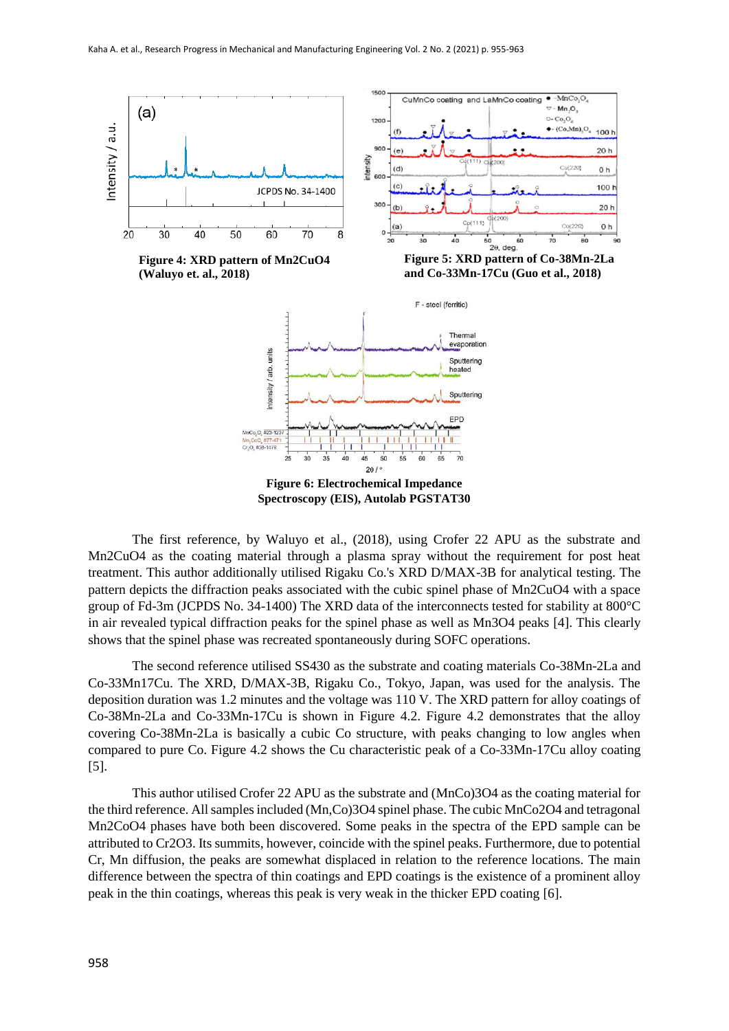**Figure 4: XRD pattern of Mn2CuO4 (Waluyo et. al., 2018)**

**Figure 5: XRD pattern of Co-38Mn-2La and Co-33Mn-17Cu (Guo et al., 2018)**

**Figure 6: Electrochemical Impedance Spectroscopy (EIS), Autolab PGSTAT30**

The first reference, by Waluyo et al., (2018), using Crofer 22 APU as the substrate and $Mn_2CuO_4$ as the coating material through a plasma spray without the requirement for post heat treatment. This author additionally utilised Rigaku Co.'s XRD D/MAX-3B for analytical testing. The pattern depicts the diffraction peaks associated with the cubic spinel phase of $Mn_2CuO_4$ with a space group of Fd-3m (JCPDS No. 34-1400) The XRD data of the interconnects tested for stability at 800°C in air revealed typical diffraction peaks for the spinel phase as well as $Mn_3O_4$ peaks [4]. This clearly shows that the spinel phase was recreated spontaneously during SOFC operations.

The second reference utilised SS430 as the substrate and coating materials Co-38Mn-2La and Co-33Mn17Cu. The XRD, D/MAX-3B, Rigaku Co., Tokyo, Japan, was used for the analysis. The deposition duration was 1.2 minutes and the voltage was 110 V. The XRD pattern for alloy coatings of Co-38Mn-2La and Co-33Mn-17Cu is shown in Figure 4.2. Figure 4.2 demonstrates that the alloy covering Co-38Mn-2La is basically a cubic Co structure, with peaks changing to low angles when compared to pure Co. Figure 4.2 shows the Cu characteristic peak of a Co-33Mn-17Cu alloy coating [5].

This author utilised Crofer 22 APU as the substrate and $(MnCo)_3O_4$ as the coating material for the third reference. All samples included $(Mn,Co)_3O_4$ spinel phase. The cubic $MnCo_2O_4$ and tetragonal $Mn_2CoO_4$ phases have both been discovered. Some peaks in the spectra of the EPD sample can be attributed to $Cr_2O_3$. Its summits, however, coincide with the spinel peaks. Furthermore, due to potential Cr, Mn diffusion, the peaks are somewhat displaced in relation to the reference locations. The main difference between the spectra of thin coatings and EPD coatings is the existence of a prominent alloy peak in the thin coatings, whereas this peak is very weak in the thicker EPD coating [6].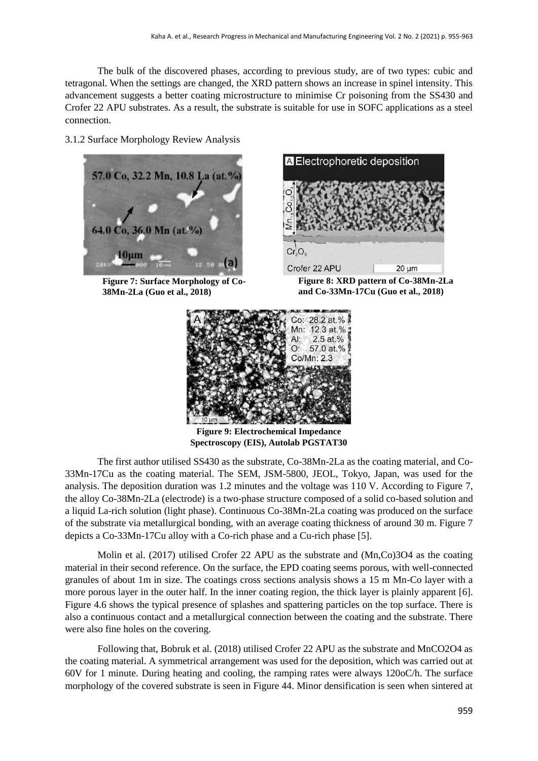The bulk of the discovered phases, according to previous study, are of two types: cubic and tetragonal. When the settings are changed, the XRD pattern shows an increase in spinel intensity. This advancement suggests a better coating microstructure to minimise Cr poisoning from the SS430 and Crofer 22 APU substrates. As a result, the substrate is suitable for use in SOFC applications as a steel connection.

3.1.2 Surface Morphology Review Analysis

**Figure 7: Surface Morphology of Co-38Mn-2La (Guo et al., 2018)**

**Figure 8: XRD pattern of Co-38Mn-2La and Co-33Mn-17Cu (Guo et al., 2018)**

**Figure 9: Electrochemical Impedance Spectroscopy (EIS), Autolab PGSTAT30**

The first author utilised SS430 as the substrate, Co-38Mn-2La as the coating material, and Co-33Mn-17Cu as the coating material. The SEM, JSM-5800, JEOL, Tokyo, Japan, was used for the analysis. The deposition duration was 1.2 minutes and the voltage was 110 V. According to Figure 7, the alloy Co-38Mn-2La (electrode) is a two-phase structure composed of a solid co-based solution and a liquid La-rich solution (light phase). Continuous Co-38Mn-2La coating was produced on the surface of the substrate via metallurgical bonding, with an average coating thickness of around 30 m. Figure 7 depicts a Co-33Mn-17Cu alloy with a Co-rich phase and a Cu-rich phase [5].

Molin et al. (2017) utilised Crofer 22 APU as the substrate and $(Mn,Co)_3O_4$ as the coating material in their second reference. On the surface, the EPD coating seems porous, with well-connected granules of about 1m in size. The coatings cross sections analysis shows a 15 m Mn-Co layer with a more porous layer in the outer half. In the inner coating region, the thick layer is plainly apparent [6]. Figure 4.6 shows the typical presence of splashes and spattering particles on the top surface. There is also a continuous contact and a metallurgical connection between the coating and the substrate. There were also fine holes on the covering.

Following that, Bobruk et al. (2018) utilised Crofer 22 APU as the substrate and $MnCO_2O_4$ as the coating material. A symmetrical arrangement was used for the deposition, which was carried out at 60V for 1 minute. During heating and cooling, the ramping rates were always 120oC/h. The surface morphology of the covered substrate is seen in Figure 44. Minor densification is seen when sintered at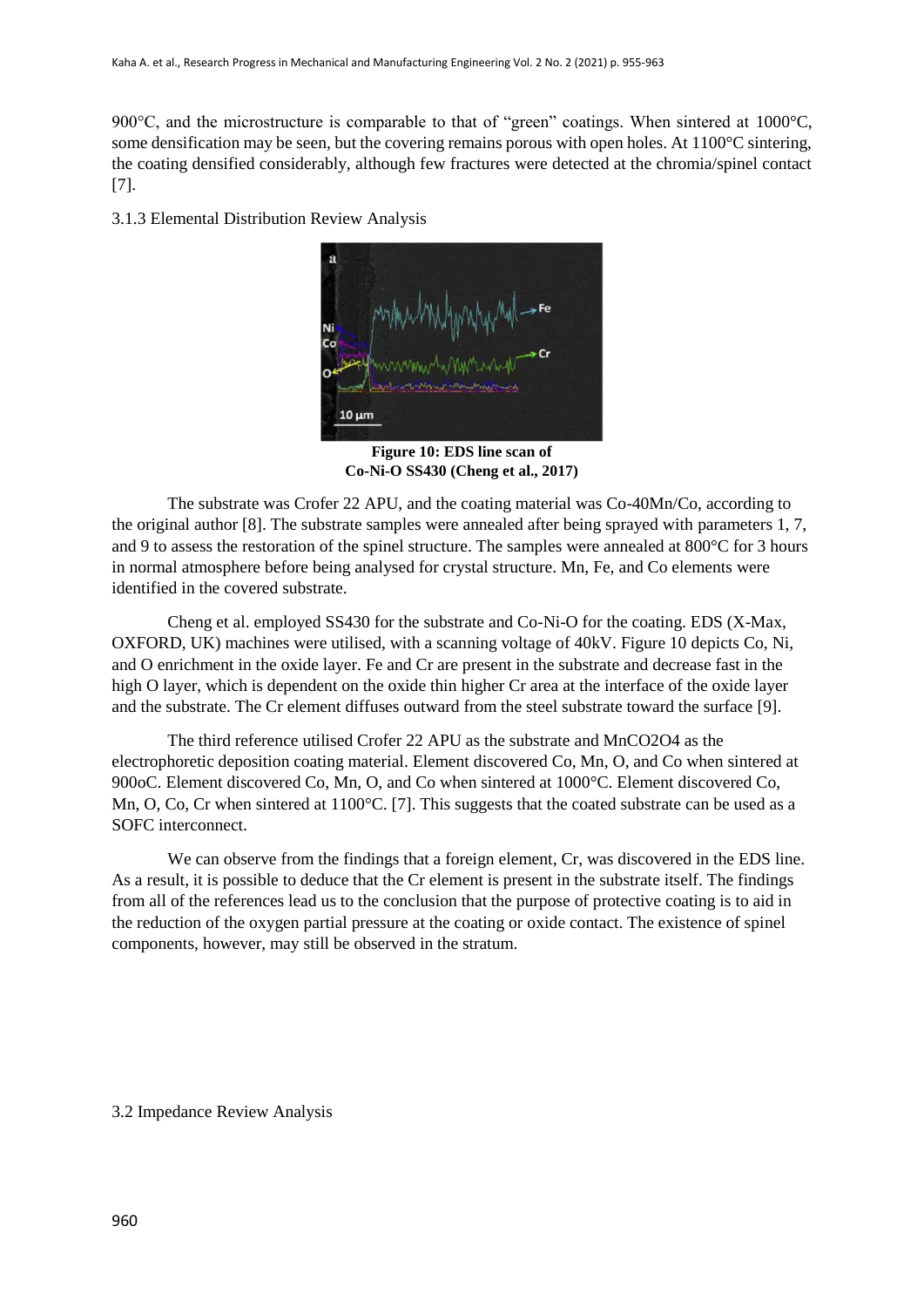900°C, and the microstructure is comparable to that of "green" coatings. When sintered at 1000°C, some densification may be seen, but the covering remains porous with open holes. At 1100°C sintering, the coating densified considerably, although few fractures were detected at the chromia/spinel contact [7].

### 3.1.3 Elemental Distribution Review Analysis

**Figure 10: EDS line scan of Co-Ni-O SS430 (Cheng et al., 2017)**

The substrate was Crofer 22 APU, and the coating material was Co-40Mn/Co, according to the original author [8]. The substrate samples were annealed after being sprayed with parameters 1, 7, and 9 to assess the restoration of the spinel structure. The samples were annealed at 800°C for 3 hours in normal atmosphere before being analysed for crystal structure. Mn, Fe, and Co elements were identified in the covered substrate.

Cheng et al. employed SS430 for the substrate and Co-Ni-O for the coating. EDS (X-Max, OXFORD, UK) machines were utilised, with a scanning voltage of 40kV. Figure 10 depicts Co, Ni, and O enrichment in the oxide layer. Fe and Cr are present in the substrate and decrease fast in the high O layer, which is dependent on the oxide thin higher Cr area at the interface of the oxide layer and the substrate. The Cr element diffuses outward from the steel substrate toward the surface [9].

The third reference utilised Crofer 22 APU as the substrate and MnCO2O4 as the electrophoretic deposition coating material. Element discovered Co, Mn, O, and Co when sintered at 900oC. Element discovered Co, Mn, O, and Co when sintered at 1000°C. Element discovered Co, Mn, O, Co, Cr when sintered at 1100°C. [7]. This suggests that the coated substrate can be used as a SOFC interconnect.

We can observe from the findings that a foreign element, Cr, was discovered in the EDS line. As a result, it is possible to deduce that the Cr element is present in the substrate itself. The findings from all of the references lead us to the conclusion that the purpose of protective coating is to aid in the reduction of the oxygen partial pressure at the coating or oxide contact. The existence of spinel components, however, may still be observed in the stratum.

## 3.2 Impedance Review Analysis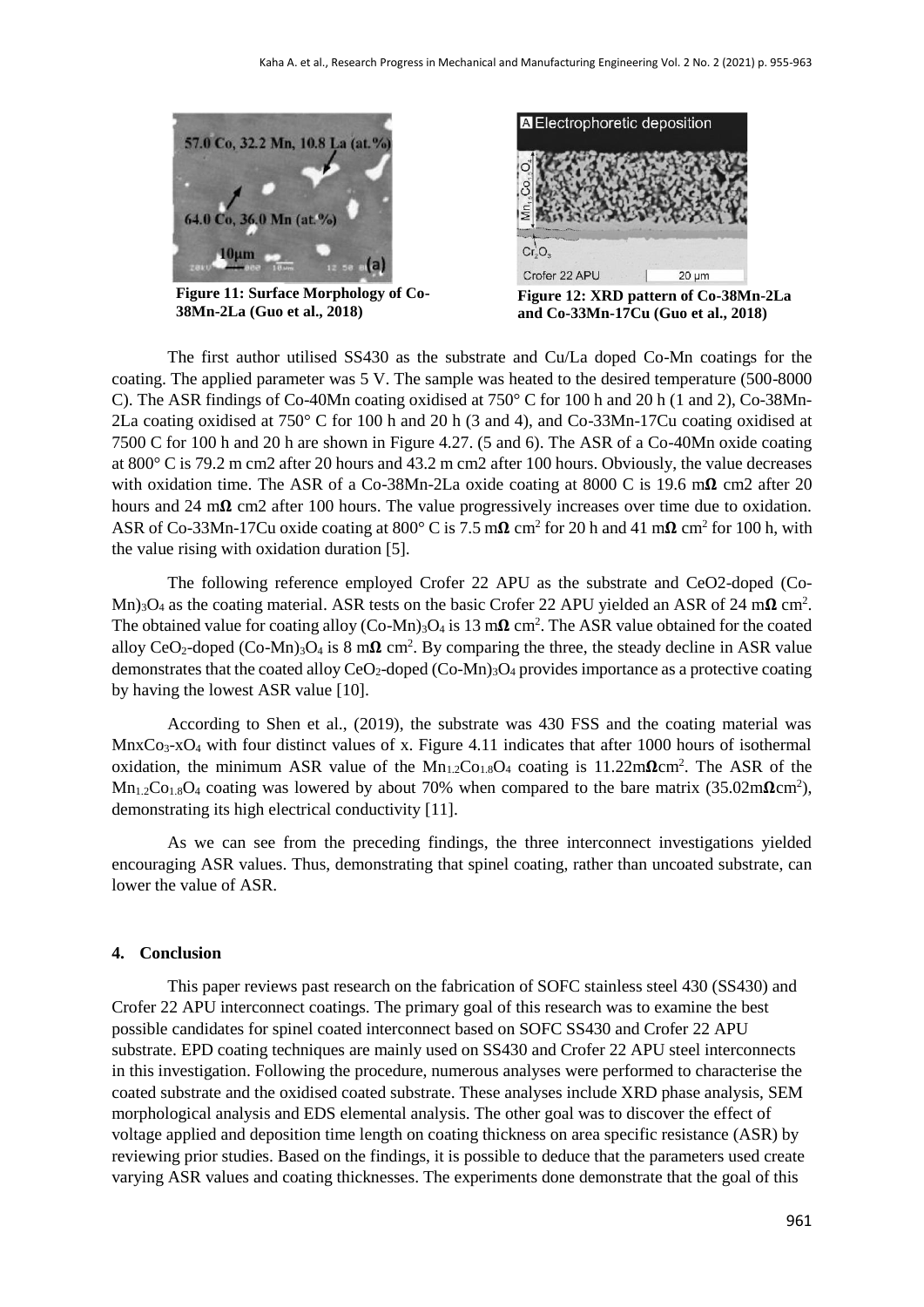Figure 11: Surface Morphology of Co-38Mn-2La (Guo et al., 2018)

Figure 12: XRD pattern of Co-38Mn-2La and Co-33Mn-17Cu (Guo et al., 2018)

The first author utilised SS430 as the substrate and Cu/La doped Co-Mn coatings for the coating. The applied parameter was 5 V. The sample was heated to the desired temperature (500-8000 C). The ASR findings of Co-40Mn coating oxidised at 750° C for 100 h and 20 h (1 and 2), Co-38Mn-2La coating oxidised at 750° C for 100 h and 20 h (3 and 4), and Co-33Mn-17Cu coating oxidised at 7500 C for 100 h and 20 h are shown in Figure 4.27. (5 and 6). The ASR of a Co-40Mn oxide coating at 800° C is 79.2 m cm2 after 20 hours and 43.2 m cm2 after 100 hours. Obviously, the value decreases with oxidation time. The ASR of a Co-38Mn-2La oxide coating at 8000 C is 19.6 m**Ω** cm2 after 20 hours and 24 m**Ω** cm2 after 100 hours. The value progressively increases over time due to oxidation. ASR of Co-33Mn-17Cu oxide coating at 800° C is 7.5 m**Ω** $cm^2$ for 20 h and 41 m**Ω** $cm^2$ for 100 h, with the value rising with oxidation duration [5].

The following reference employed Crofer 22 APU as the substrate and CeO2-doped $(Co\text{-}Mn)_3O_4$ as the coating material. ASR tests on the basic Crofer 22 APU yielded an ASR of 24 m**Ω** $cm^2$. The obtained value for coating alloy $(Co\text{-}Mn)_3O_4$ is 13 m**Ω** $cm^2$. The ASR value obtained for the coated alloy $CeO_2$-doped $(Co\text{-}Mn)_3O_4$ is 8 m**Ω** $cm^2$. By comparing the three, the steady decline in ASR value demonstrates that the coated alloy $CeO_2$-doped $(Co\text{-}Mn)_3O_4$ provides importance as a protective coating by having the lowest ASR value [10].

According to Shen et al., (2019), the substrate was 430 FSS and the coating material was $Mn_xCo_3\text{-}xO_4$ with four distinct values of x. Figure 4.11 indicates that after 1000 hours of isothermal oxidation, the minimum ASR value of the $Mn_{1.2}Co_{1.8}O_4$ coating is 11.22m**Ω**$cm^2$. The ASR of the $Mn_{1.2}Co_{1.8}O_4$ coating was lowered by about 70% when compared to the bare matrix (35.02m**Ω**$cm^2$), demonstrating its high electrical conductivity [11].

As we can see from the preceding findings, the three interconnect investigations yielded encouraging ASR values. Thus, demonstrating that spinel coating, rather than uncoated substrate, can lower the value of ASR.

## 4. Conclusion

This paper reviews past research on the fabrication of SOFC stainless steel 430 (SS430) and Crofer 22 APU interconnect coatings. The primary goal of this research was to examine the best possible candidates for spinel coated interconnect based on SOFC SS430 and Crofer 22 APU substrate. EPD coating techniques are mainly used on SS430 and Crofer 22 APU steel interconnects in this investigation. Following the procedure, numerous analyses were performed to characterise the coated substrate and the oxidised coated substrate. These analyses include XRD phase analysis, SEM morphological analysis and EDS elemental analysis. The other goal was to discover the effect of voltage applied and deposition time length on coating thickness on area specific resistance (ASR) by reviewing prior studies. Based on the findings, it is possible to deduce that the parameters used create varying ASR values and coating thicknesses. The experiments done demonstrate that the goal of this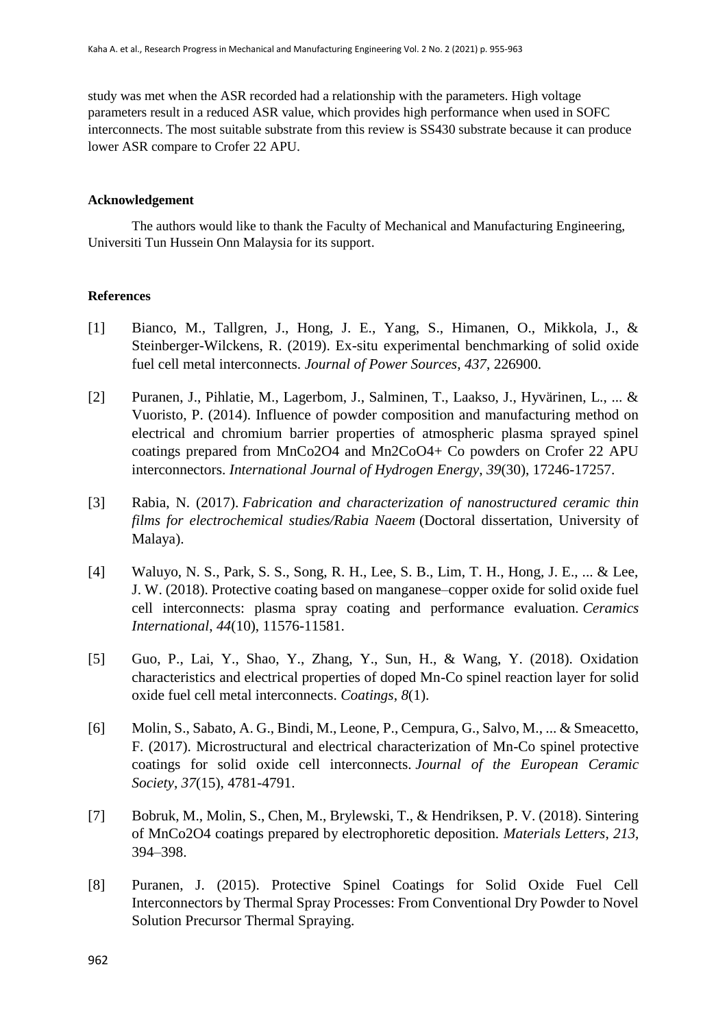study was met when the ASR recorded had a relationship with the parameters. High voltage parameters result in a reduced ASR value, which provides high performance when used in SOFC interconnects. The most suitable substrate from this review is SS430 substrate because it can produce lower ASR compare to Crofer 22 APU.

## Acknowledgement

The authors would like to thank the Faculty of Mechanical and Manufacturing Engineering, Universiti Tun Hussein Onn Malaysia for its support.

## References

[1] Bianco, M., Tallgren, J., Hong, J. E., Yang, S., Himanen, O., Mikkola, J., & Steinberger-Wilckens, R. (2019). Ex-situ experimental benchmarking of solid oxide fuel cell metal interconnects. *Journal of Power Sources*, *437*, 226900.

[2] Puranen, J., Pihlatie, M., Lagerbom, J., Salminen, T., Laakso, J., Hyvärinen, L., ... & Vuoristo, P. (2014). Influence of powder composition and manufacturing method on electrical and chromium barrier properties of atmospheric plasma sprayed spinel coatings prepared from $MnCo_2O_4$ and $Mn_2CoO_4$+ Co powders on Crofer 22 APU interconnectors. *International Journal of Hydrogen Energy*, *39*(30), 17246-17257.

[3] Rabia, N. (2017). *Fabrication and characterization of nanostructured ceramic thin films for electrochemical studies/Rabia Naeem* (Doctoral dissertation, University of Malaya).

[4] Waluyo, N. S., Park, S. S., Song, R. H., Lee, S. B., Lim, T. H., Hong, J. E., ... & Lee, J. W. (2018). Protective coating based on manganese–copper oxide for solid oxide fuel cell interconnects: plasma spray coating and performance evaluation. *Ceramics International*, *44*(10), 11576-11581.

[5] Guo, P., Lai, Y., Shao, Y., Zhang, Y., Sun, H., & Wang, Y. (2018). Oxidation characteristics and electrical properties of doped Mn-Co spinel reaction layer for solid oxide fuel cell metal interconnects. *Coatings*, *8*(1).

[6] Molin, S., Sabato, A. G., Bindi, M., Leone, P., Cempura, G., Salvo, M., ... & Smeacetto, F. (2017). Microstructural and electrical characterization of Mn-Co spinel protective coatings for solid oxide cell interconnects. *Journal of the European Ceramic Society*, *37*(15), 4781-4791.

[7] Bobruk, M., Molin, S., Chen, M., Brylewski, T., & Hendriksen, P. V. (2018). Sintering of $MnCo_2O_4$ coatings prepared by electrophoretic deposition. *Materials Letters*, *213*, 394–398.

[8] Puranen, J. (2015). Protective Spinel Coatings for Solid Oxide Fuel Cell Interconnectors by Thermal Spray Processes: From Conventional Dry Powder to Novel Solution Precursor Thermal Spraying.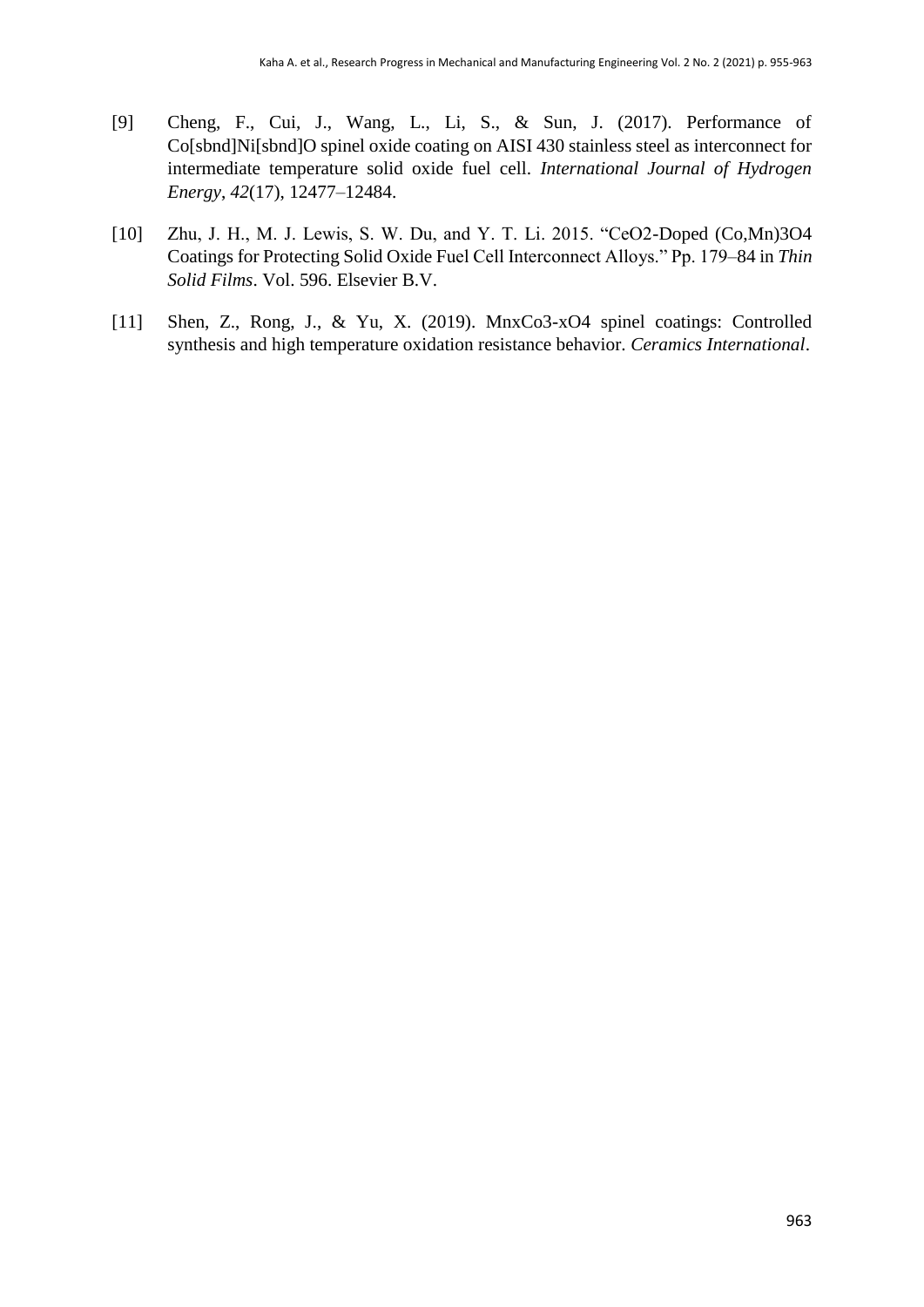[9] Cheng, F., Cui, J., Wang, L., Li, S., & Sun, J. (2017). Performance of Co[sbnd]Ni[sbnd]O spinel oxide coating on AISI 430 stainless steel as interconnect for intermediate temperature solid oxide fuel cell. *International Journal of Hydrogen Energy*, *42*(17), 12477–12484.

[10] Zhu, J. H., M. J. Lewis, S. W. Du, and Y. T. Li. 2015. "$CeO_2$-Doped $(Co,Mn)_3O_4$ Coatings for Protecting Solid Oxide Fuel Cell Interconnect Alloys." Pp. 179–84 in *Thin Solid Films*. Vol. 596. Elsevier B.V.

[11] Shen, Z., Rong, J., & Yu, X. (2019). $Mn_xCo_{3-x}O_4$ spinel coatings: Controlled synthesis and high temperature oxidation resistance behavior. *Ceramics International*.